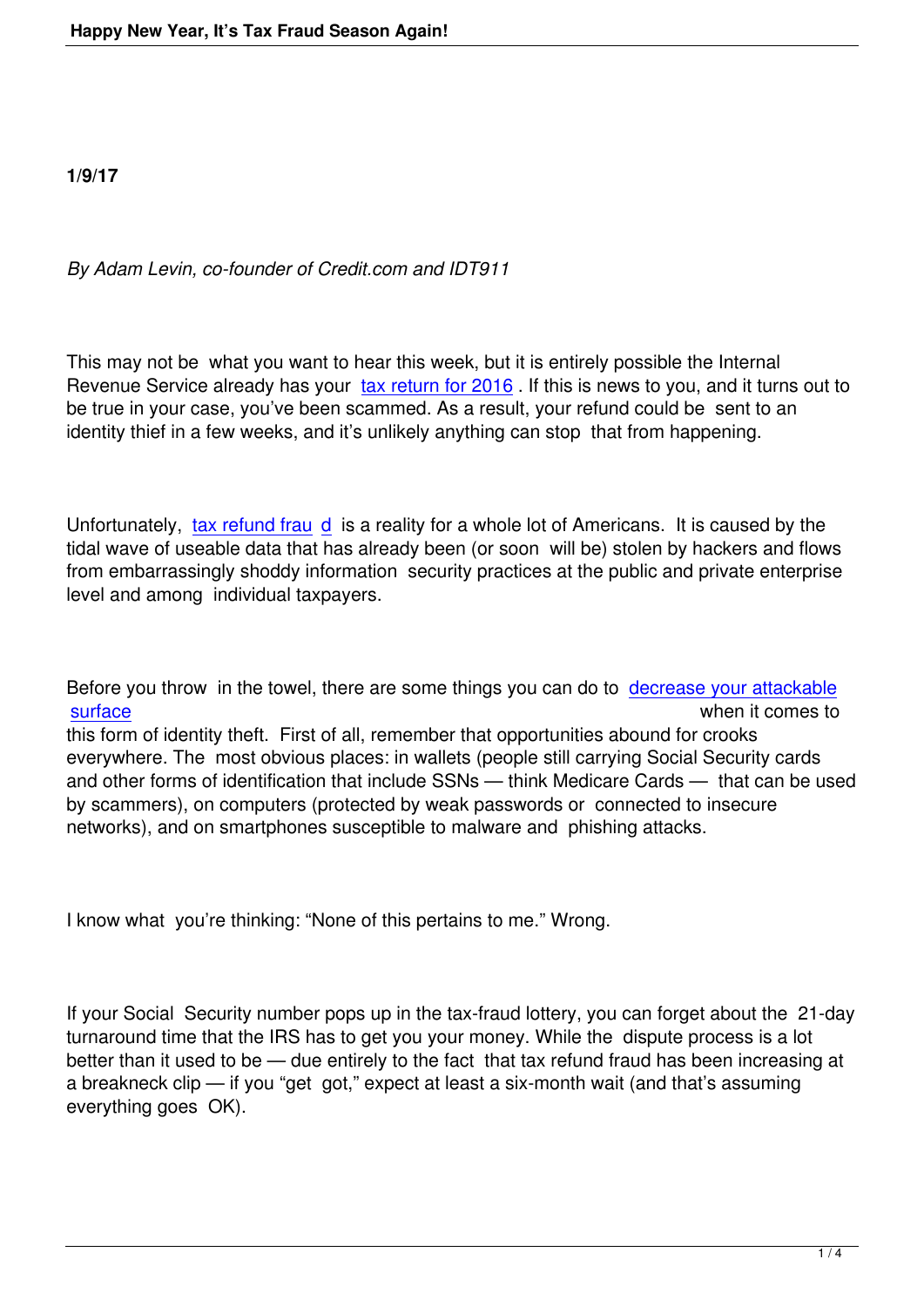**1/9/17**

*By Adam Levin, co-founder of Credit.com and IDT911*

This may not be what you want to hear this week, but it is entirely possible the Internal Revenue Service already has your tax return for 2016 . If this is news to you, and it turns out to be true in your case, you've been scammed. As a result, your refund could be sent to an identity thief in a few weeks, and it's unlikely anything can stop that from happening.

Unfortunately, tax refund fraud is a reality for a whole lot of Americans. It is caused by the tidal wave of useable data that has already been (or soon will be) stolen by hackers and flows from embarrassingly shoddy information security practices at the public and private enterprise level and among individual taxpayers.

Before you throw in the towel, there are some things you can do to decrease your attackable surface when it comes to this form of identity theft. First of all, remember that opportunities abound for crooks everywhere. The most obvious places: in wallets (people still carrying Social Security cards and other forms of identification that include SSNs — think Medicare Cards — that can be used by scammers), on computers (protected by weak passwords or connected to insecure networks), and on smartphones susceptible to malware and phishing attacks.

I know what you're thinking: "None of this pertains to me." Wrong.

If your Social Security number pops up in the tax-fraud lottery, you can forget about the 21-day turnaround time that the IRS has to get you your money. While the dispute process is a lot better than it used to be — due entirely to the fact that tax refund fraud has been increasing at a breakneck clip — if you "get got," expect at least a six-month wait (and that's assuming everything goes OK).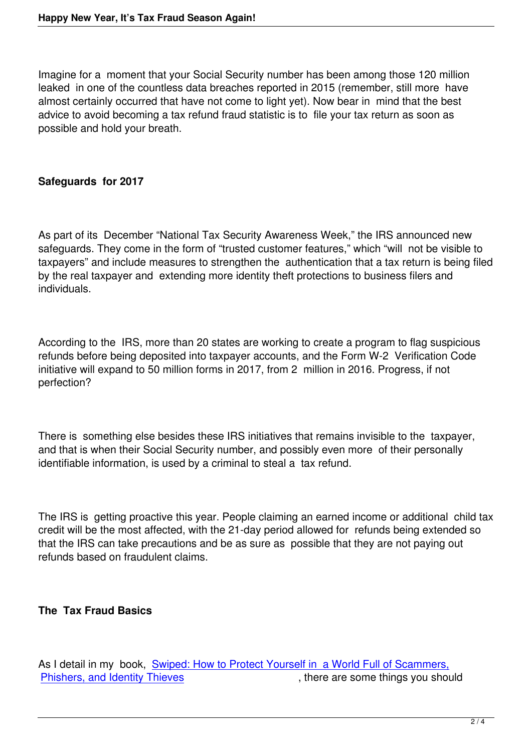Imagine for a moment that your Social Security number has been among those 120 million leaked in one of the countless data breaches reported in 2015 (remember, still more have almost certainly occurred that have not come to light yet). Now bear in mind that the best advice to avoid becoming a tax refund fraud statistic is to file your tax return as soon as possible and hold your breath.

## Safeguards for 2017

As part of its December "National Tax Security Awareness Week," the IRS announced new safeguards. They come in the form of "trusted customer features," which "will not be visible to taxpayers" and include measures to strengthen the authentication that a tax return is being filed by the real taxpayer and extending more identity theft protections to business filers and individuals.

According to the IRS, more than 20 states are working to create a program to flag suspicious refunds before being deposited into taxpayer accounts, and the Form W-2 Verification Code initiative will expand to 50 million forms in 2017, from 2 million in 2016. Progress, if not perfection?

There is something else besides these IRS initiatives that remains invisible to the taxpayer, and that is when their Social Security number, and possibly even more of their personally identifiable information, is used by a criminal to steal a tax refund.

The IRS is getting proactive this year. People claiming an earned income or additional child tax credit will be the most affected, with the 21-day period allowed for refunds being extended so that the IRS can take precautions and be as sure as possible that they are not paying out refunds based on fraudulent claims.

## The Tax Fraud Basics

As I detail in my book, Swiped: How to Protect Yourself in a World Full of Scammers, Phishers, and Identity Thieves, there are some things you should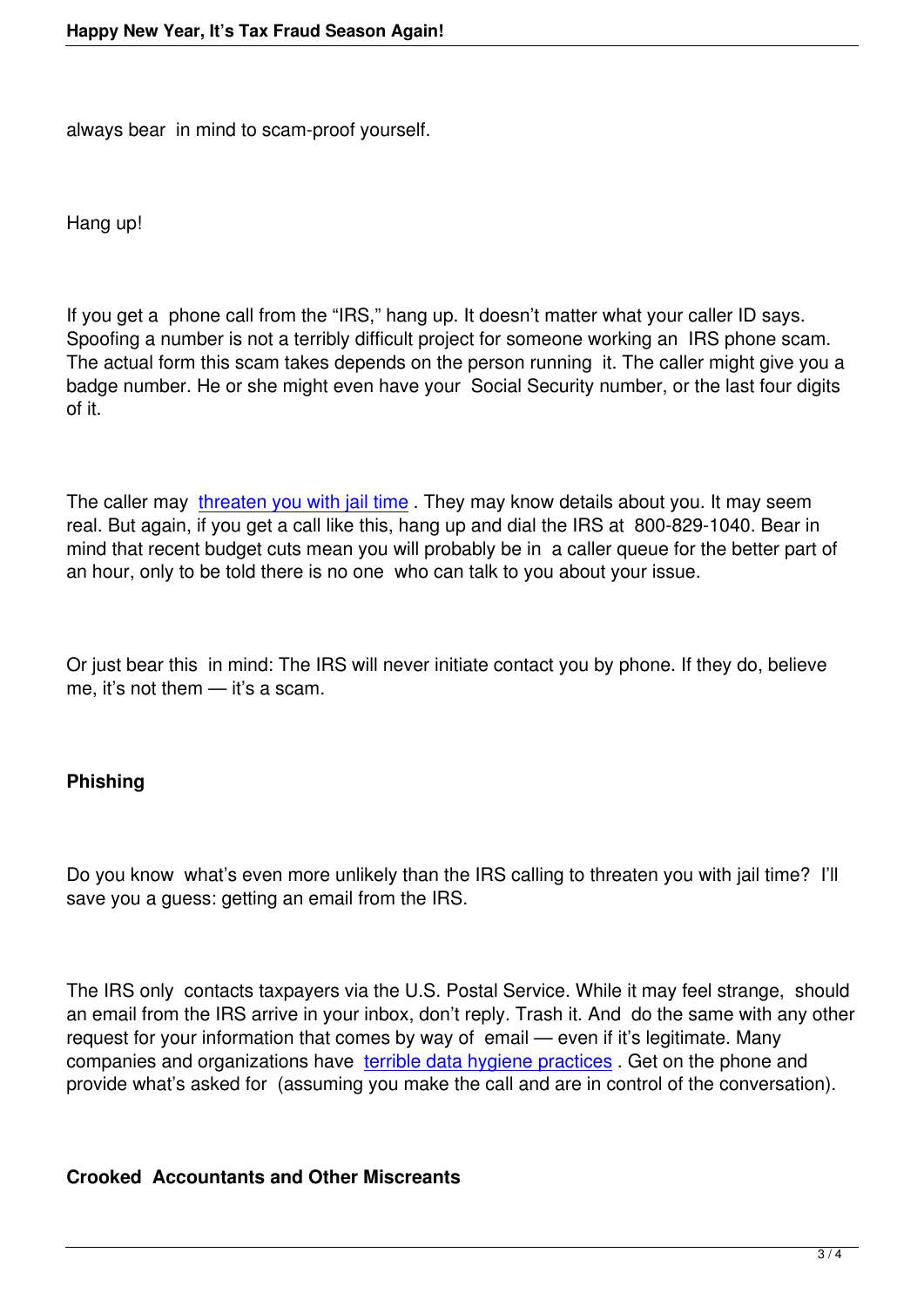always bear in mind to scam-proof yourself.

Hang up!

If you get a phone call from the "IRS," hang up. It doesn't matter what your caller ID says. Spoofing a number is not a terribly difficult project for someone working an IRS phone scam. The actual form this scam takes depends on the person running it. The caller might give you a badge number. He or she might even have your Social Security number, or the last four digits of it.

The caller may threaten you with jail time . They may know details about you. It may seem real. But again, if you get a call like this, hang up and dial the IRS at 800-829-1040. Bear in mind that recent budget cuts mean you will probably be in a caller queue for the better part of an hour, only to be told there is no one who can talk to you about your issue.

Or just bear this in mind: The IRS will never initiate contact you by phone. If they do, believe me, it's not them — it's a scam.

**Phishing**

Do you know what's even more unlikely than the IRS calling to threaten you with jail time? I'll save you a guess: getting an email from the IRS.

The IRS only contacts taxpayers via the U.S. Postal Service. While it may feel strange, should an email from the IRS arrive in your inbox, don't reply. Trash it. And do the same with any other request for your information that comes by way of email — even if it's legitimate. Many companies and organizations have terrible data hygiene practices . Get on the phone and provide what's asked for (assuming you make the call and are in control of the conversation).

**Crooked Accountants and Other Miscreants**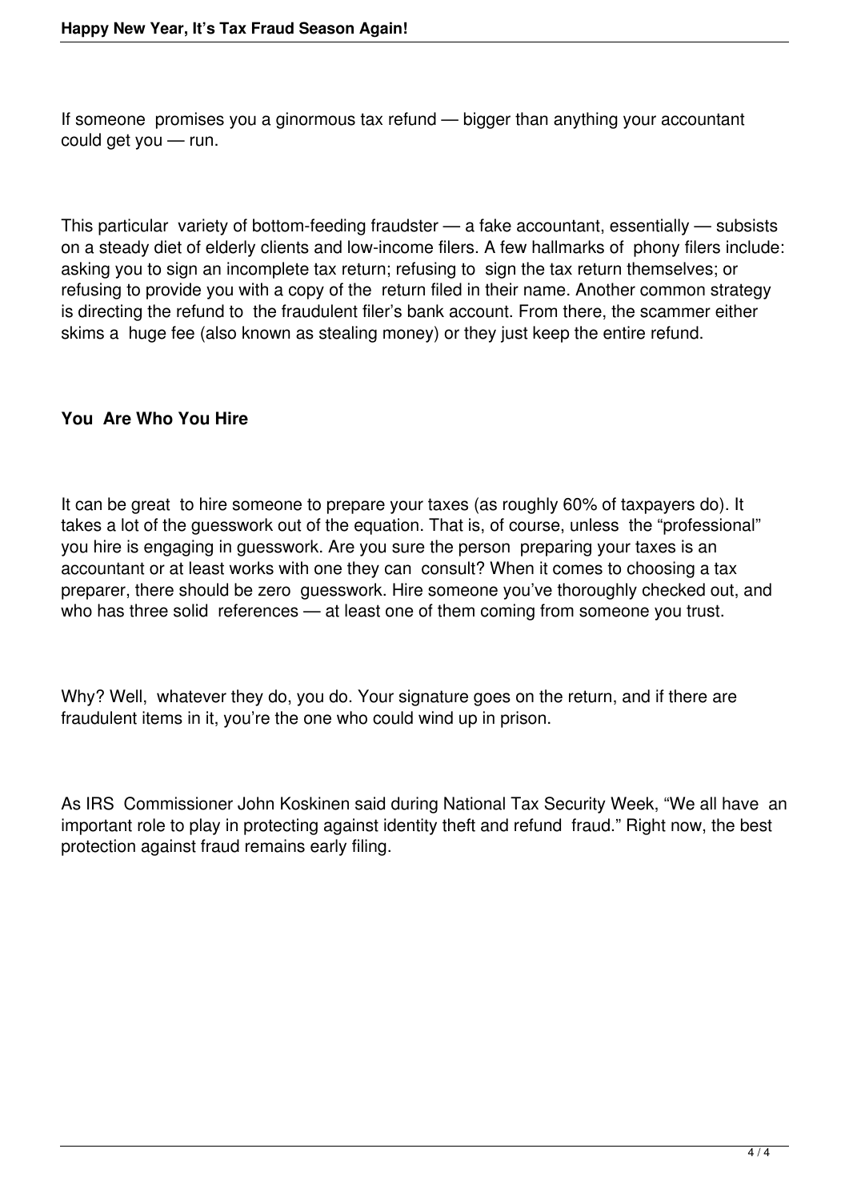If someone promises you a ginormous tax refund — bigger than anything your accountant could get you — run.

This particular variety of bottom-feeding fraudster — a fake accountant, essentially — subsists on a steady diet of elderly clients and low-income filers. A few hallmarks of phony filers include: asking you to sign an incomplete tax return; refusing to sign the tax return themselves; or refusing to provide you with a copy of the return filed in their name. Another common strategy is directing the refund to the fraudulent filer's bank account. From there, the scammer either skims a huge fee (also known as stealing money) or they just keep the entire refund.

## You Are Who You Hire

It can be great to hire someone to prepare your taxes (as roughly 60% of taxpayers do). It takes a lot of the guesswork out of the equation. That is, of course, unless the "professional" you hire is engaging in guesswork. Are you sure the person preparing your taxes is an accountant or at least works with one they can consult? When it comes to choosing a tax preparer, there should be zero guesswork. Hire someone you've thoroughly checked out, and who has three solid references — at least one of them coming from someone you trust.

Why? Well, whatever they do, you do. Your signature goes on the return, and if there are fraudulent items in it, you're the one who could wind up in prison.

As IRS Commissioner John Koskinen said during National Tax Security Week, "We all have an important role to play in protecting against identity theft and refund fraud." Right now, the best protection against fraud remains early filing.